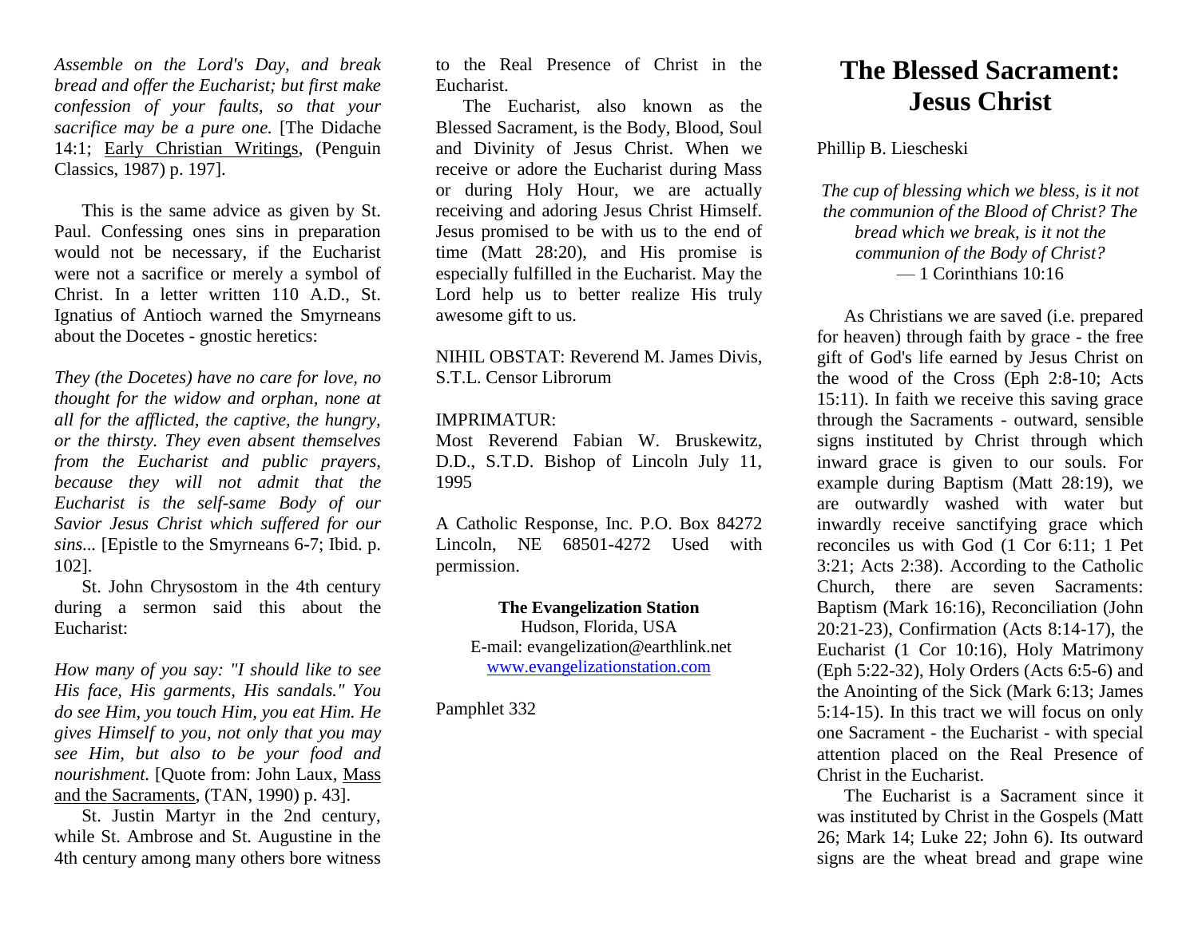*Assemble on the Lord's Day, and break bread and offer the Eucharist; but first make confession of your faults, so that your sacrifice may be a pure one.* [The Didache 14:1; Early Christian Writings, (Penguin Classics, 1987) p. 197].

This is the same advice as given by St. Paul. Confessing ones sins in preparation would not be necessary, if the Eucharist were not a sacrifice or merely a symbol of Christ. In a letter written 110 A.D., St. Ignatius of Antioch warned the Smyrneans about the Docetes - gnostic heretics:

*They (the Docetes) have no care for love, no thought for the widow and orphan, none at all for the afflicted, the captive, the hungry, or the thirsty. They even absent themselves from the Eucharist and public prayers, because they will not admit that the Eucharist is the self-same Body of our Savior Jesus Christ which suffered for our sins...* [Epistle to the Smyrneans 6-7; Ibid. p. 102].

St. John Chrysostom in the 4th century during a sermon said this about the Eucharist:

*How many of you say: "I should like to see His face, His garments, His sandals." You do see Him, you touch Him, you eat Him. He gives Himself to you, not only that you may see Him, but also to be your food and nourishment.* [Quote from: John Laux, Mass and the Sacraments, (TAN, 1990) p. 43].

St. Justin Martyr in the 2nd century, while St. Ambrose and St. Augustine in the 4th century among many others bore witness to the Real Presence of Christ in the Eucharist.

The Eucharist, also known as the Blessed Sacrament, is the Body, Blood, Soul and Divinity of Jesus Christ. When we receive or adore the Eucharist during Mass or during Holy Hour, we are actually receiving and adoring Jesus Christ Himself. Jesus promised to be with us to the end of time (Matt 28:20), and His promise is especially fulfilled in the Eucharist. May the Lord help us to better realize His truly awesome gift to us.

NIHIL OBSTAT: Reverend M. James Divis, S.T.L. Censor Librorum

IMPRIMATUR:
Most Reverend Fabian W. Bruskewitz, D.D., S.T.D. Bishop of Lincoln July 11, 1995

A Catholic Response, Inc. P.O. Box 84272 Lincoln, NE 68501-4272 Used with permission.

**The Evangelization Station**
Hudson, Florida, USA
E-mail: evangelization@earthlink.net
www.evangelizationstation.com

Pamphlet 332

# The Blessed Sacrament: Jesus Christ

Phillip B. Liescheski

*The cup of blessing which we bless, is it not the communion of the Blood of Christ? The bread which we break, is it not the communion of the Body of Christ?*
— 1 Corinthians 10:16

As Christians we are saved (i.e. prepared for heaven) through faith by grace - the free gift of God's life earned by Jesus Christ on the wood of the Cross (Eph 2:8-10; Acts 15:11). In faith we receive this saving grace through the Sacraments - outward, sensible signs instituted by Christ through which inward grace is given to our souls. For example during Baptism (Matt 28:19), we are outwardly washed with water but inwardly receive sanctifying grace which reconciles us with God (1 Cor 6:11; 1 Pet 3:21; Acts 2:38). According to the Catholic Church, there are seven Sacraments: Baptism (Mark 16:16), Reconciliation (John 20:21-23), Confirmation (Acts 8:14-17), the Eucharist (1 Cor 10:16), Holy Matrimony (Eph 5:22-32), Holy Orders (Acts 6:5-6) and the Anointing of the Sick (Mark 6:13; James 5:14-15). In this tract we will focus on only one Sacrament - the Eucharist - with special attention placed on the Real Presence of Christ in the Eucharist.

The Eucharist is a Sacrament since it was instituted by Christ in the Gospels (Matt 26; Mark 14; Luke 22; John 6). Its outward signs are the wheat bread and grape wine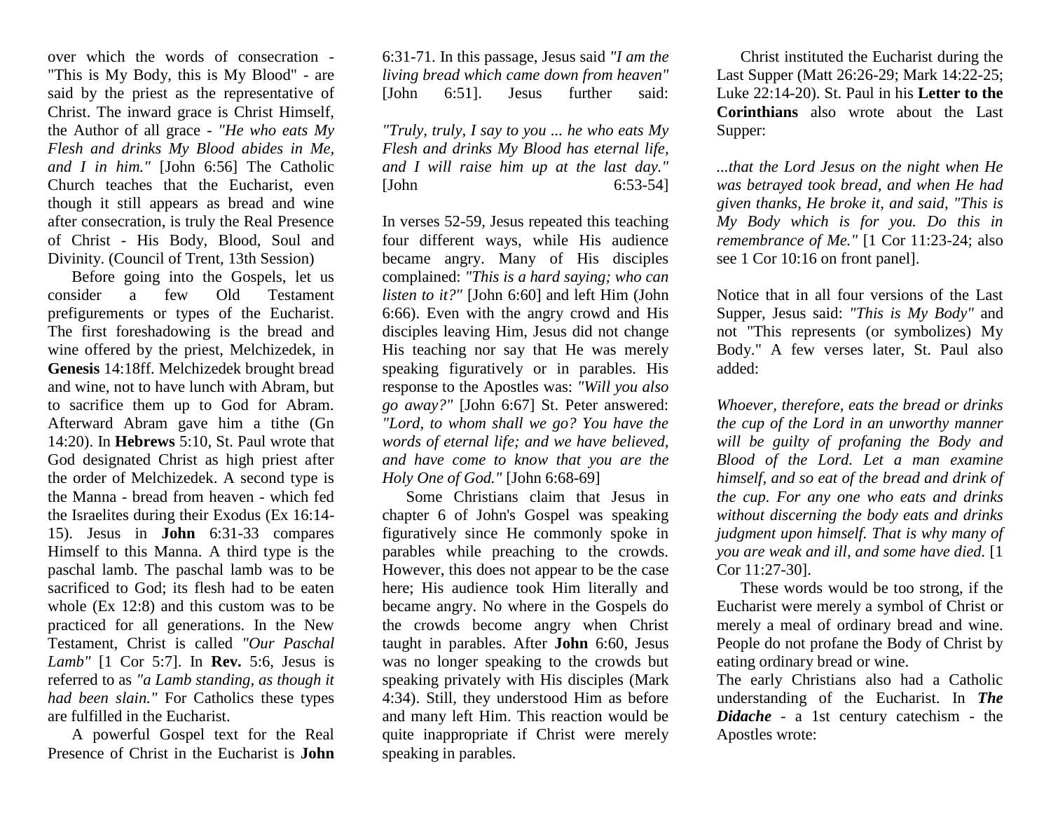over which the words of consecration - "This is My Body, this is My Blood" - are said by the priest as the representative of Christ. The inward grace is Christ Himself, the Author of all grace - *"He who eats My Flesh and drinks My Blood abides in Me, and I in him."* [John 6:56] The Catholic Church teaches that the Eucharist, even though it still appears as bread and wine after consecration, is truly the Real Presence of Christ - His Body, Blood, Soul and Divinity. (Council of Trent, 13th Session)

Before going into the Gospels, let us consider a few Old Testament prefigurements or types of the Eucharist. The first foreshadowing is the bread and wine offered by the priest, Melchizedek, in **Genesis** 14:18ff. Melchizedek brought bread and wine, not to have lunch with Abram, but to sacrifice them up to God for Abram. Afterward Abram gave him a tithe (Gn 14:20). In **Hebrews** 5:10, St. Paul wrote that God designated Christ as high priest after the order of Melchizedek. A second type is the Manna - bread from heaven - which fed the Israelites during their Exodus (Ex 16:14-15). Jesus in **John** 6:31-33 compares Himself to this Manna. A third type is the paschal lamb. The paschal lamb was to be sacrificed to God; its flesh had to be eaten whole (Ex 12:8) and this custom was to be practiced for all generations. In the New Testament, Christ is called *"Our Paschal Lamb"* [1 Cor 5:7]. In **Rev.** 5:6, Jesus is referred to as *"a Lamb standing, as though it had been slain."* For Catholics these types are fulfilled in the Eucharist.

A powerful Gospel text for the Real Presence of Christ in the Eucharist is **John** 6:31-71. In this passage, Jesus said *"I am the living bread which came down from heaven"* [John 6:51]. Jesus further said:

*"Truly, truly, I say to you ... he who eats My Flesh and drinks My Blood has eternal life, and I will raise him up at the last day."* [John 6:53-54]

In verses 52-59, Jesus repeated this teaching four different ways, while His audience became angry. Many of His disciples complained: *"This is a hard saying; who can listen to it?"* [John 6:60] and left Him (John 6:66). Even with the angry crowd and His disciples leaving Him, Jesus did not change His teaching nor say that He was merely speaking figuratively or in parables. His response to the Apostles was: *"Will you also go away?"* [John 6:67] St. Peter answered: *"Lord, to whom shall we go? You have the words of eternal life; and we have believed, and have come to know that you are the Holy One of God."* [John 6:68-69]

Some Christians claim that Jesus in chapter 6 of John's Gospel was speaking figuratively since He commonly spoke in parables while preaching to the crowds. However, this does not appear to be the case here; His audience took Him literally and became angry. No where in the Gospels do the crowds become angry when Christ taught in parables. After **John** 6:60, Jesus was no longer speaking to the crowds but speaking privately with His disciples (Mark 4:34). Still, they understood Him as before and many left Him. This reaction would be quite inappropriate if Christ were merely speaking in parables.

Christ instituted the Eucharist during the Last Supper (Matt 26:26-29; Mark 14:22-25; Luke 22:14-20). St. Paul in his **Letter to the Corinthians** also wrote about the Last Supper:

*...that the Lord Jesus on the night when He was betrayed took bread, and when He had given thanks, He broke it, and said, "This is My Body which is for you. Do this in remembrance of Me."* [1 Cor 11:23-24; also see 1 Cor 10:16 on front panel].

Notice that in all four versions of the Last Supper, Jesus said: *"This is My Body"* and not "This represents (or symbolizes) My Body." A few verses later, St. Paul also added:

*Whoever, therefore, eats the bread or drinks the cup of the Lord in an unworthy manner will be guilty of profaning the Body and Blood of the Lord. Let a man examine himself, and so eat of the bread and drink of the cup. For any one who eats and drinks without discerning the body eats and drinks judgment upon himself. That is why many of you are weak and ill, and some have died.* [1 Cor 11:27-30].

These words would be too strong, if the Eucharist were merely a symbol of Christ or merely a meal of ordinary bread and wine. People do not profane the Body of Christ by eating ordinary bread or wine.

The early Christians also had a Catholic understanding of the Eucharist. In ***The Didache*** - a 1st century catechism - the Apostles wrote: